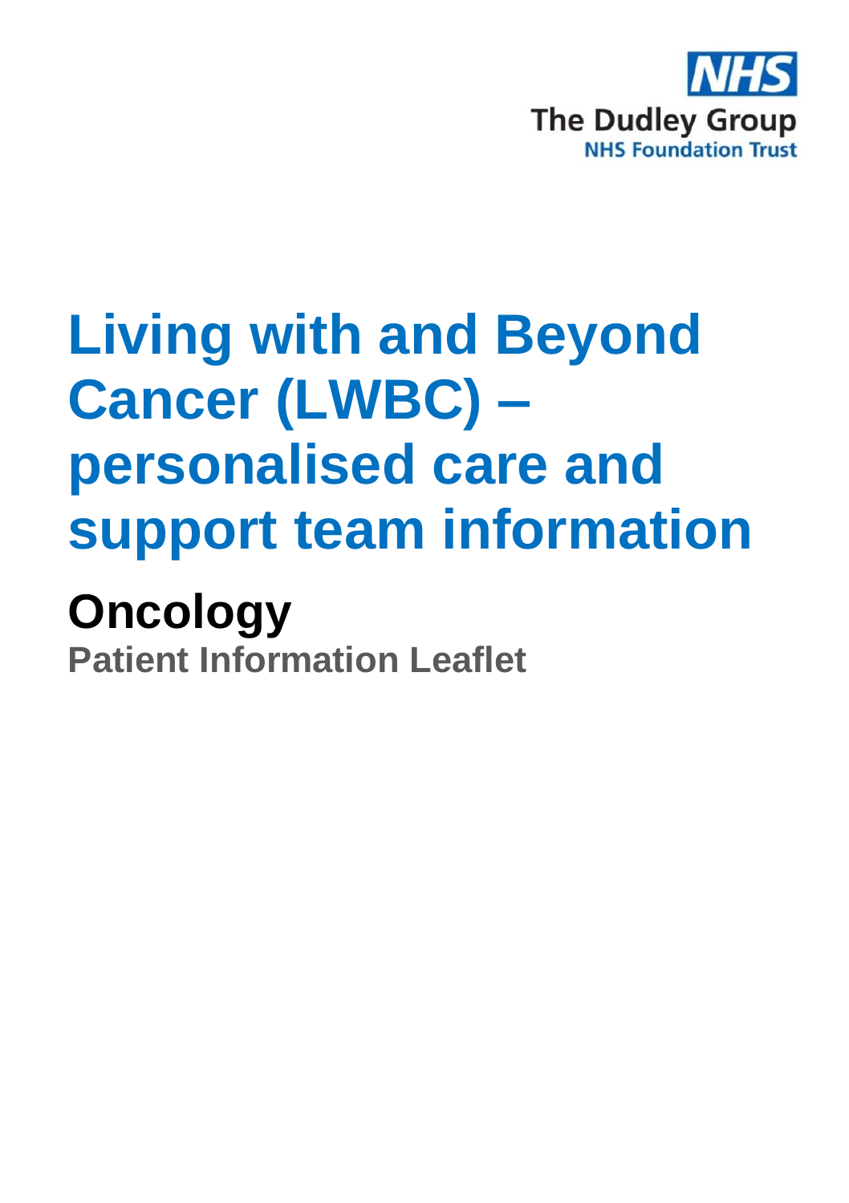NHS

The Dudley Group
NHS Foundation Trust

# Living with and Beyond Cancer (LWBC) – personalised care and support team information

## Oncology

### Patient Information Leaflet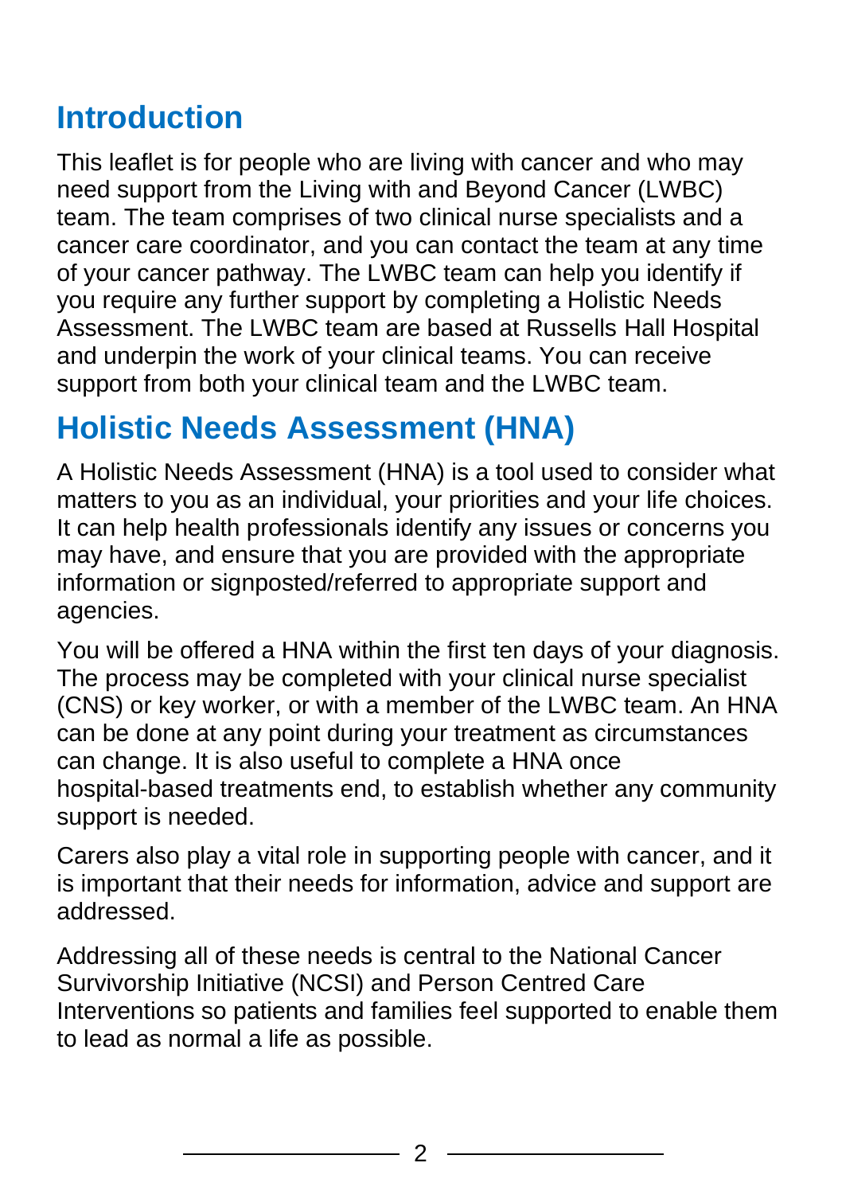## Introduction

This leaflet is for people who are living with cancer and who may need support from the Living with and Beyond Cancer (LWBC) team. The team comprises of two clinical nurse specialists and a cancer care coordinator, and you can contact the team at any time of your cancer pathway. The LWBC team can help you identify if you require any further support by completing a Holistic Needs Assessment. The LWBC team are based at Russells Hall Hospital and underpin the work of your clinical teams. You can receive support from both your clinical team and the LWBC team.

## Holistic Needs Assessment (HNA)

A Holistic Needs Assessment (HNA) is a tool used to consider what matters to you as an individual, your priorities and your life choices. It can help health professionals identify any issues or concerns you may have, and ensure that you are provided with the appropriate information or signposted/referred to appropriate support and agencies.

You will be offered a HNA within the first ten days of your diagnosis. The process may be completed with your clinical nurse specialist (CNS) or key worker, or with a member of the LWBC team. An HNA can be done at any point during your treatment as circumstances can change. It is also useful to complete a HNA once hospital-based treatments end, to establish whether any community support is needed.

Carers also play a vital role in supporting people with cancer, and it is important that their needs for information, advice and support are addressed.

Addressing all of these needs is central to the National Cancer Survivorship Initiative (NCSI) and Person Centred Care Interventions so patients and families feel supported to enable them to lead as normal a life as possible.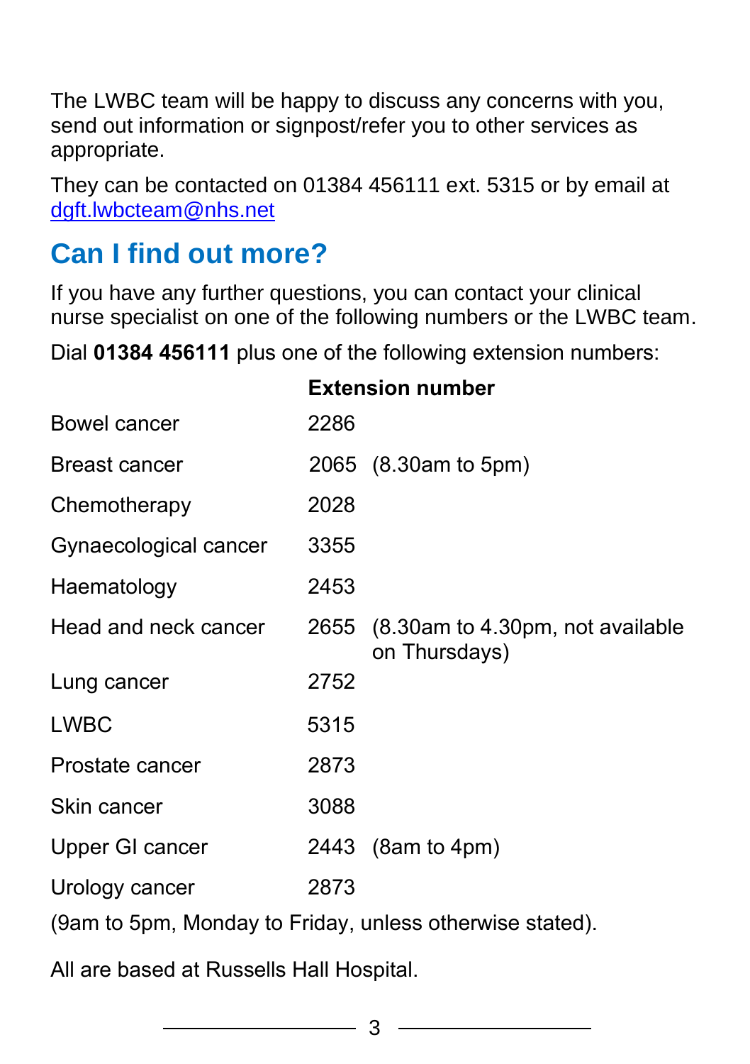The LWBC team will be happy to discuss any concerns with you, send out information or signpost/refer you to other services as appropriate.

They can be contacted on 01384 456111 ext. 5315 or by email at dgft.lwbcteam@nhs.net

## Can I find out more?

If you have any further questions, you can contact your clinical nurse specialist on one of the following numbers or the LWBC team.

Dial **01384 456111** plus one of the following extension numbers:

| | **Extension number** | |
|---|---|---|
| Bowel cancer | 2286 | |
| Breast cancer | 2065 | (8.30am to 5pm) |
| Chemotherapy | 2028 | |
| Gynaecological cancer | 3355 | |
| Haematology | 2453 | |
| Head and neck cancer | 2655 | (8.30am to 4.30pm, not available on Thursdays) |
| Lung cancer | 2752 | |
| LWBC | 5315 | |
| Prostate cancer | 2873 | |
| Skin cancer | 3088 | |
| Upper GI cancer | 2443 | (8am to 4pm) |
| Urology cancer | 2873 | |

(9am to 5pm, Monday to Friday, unless otherwise stated).

All are based at Russells Hall Hospital.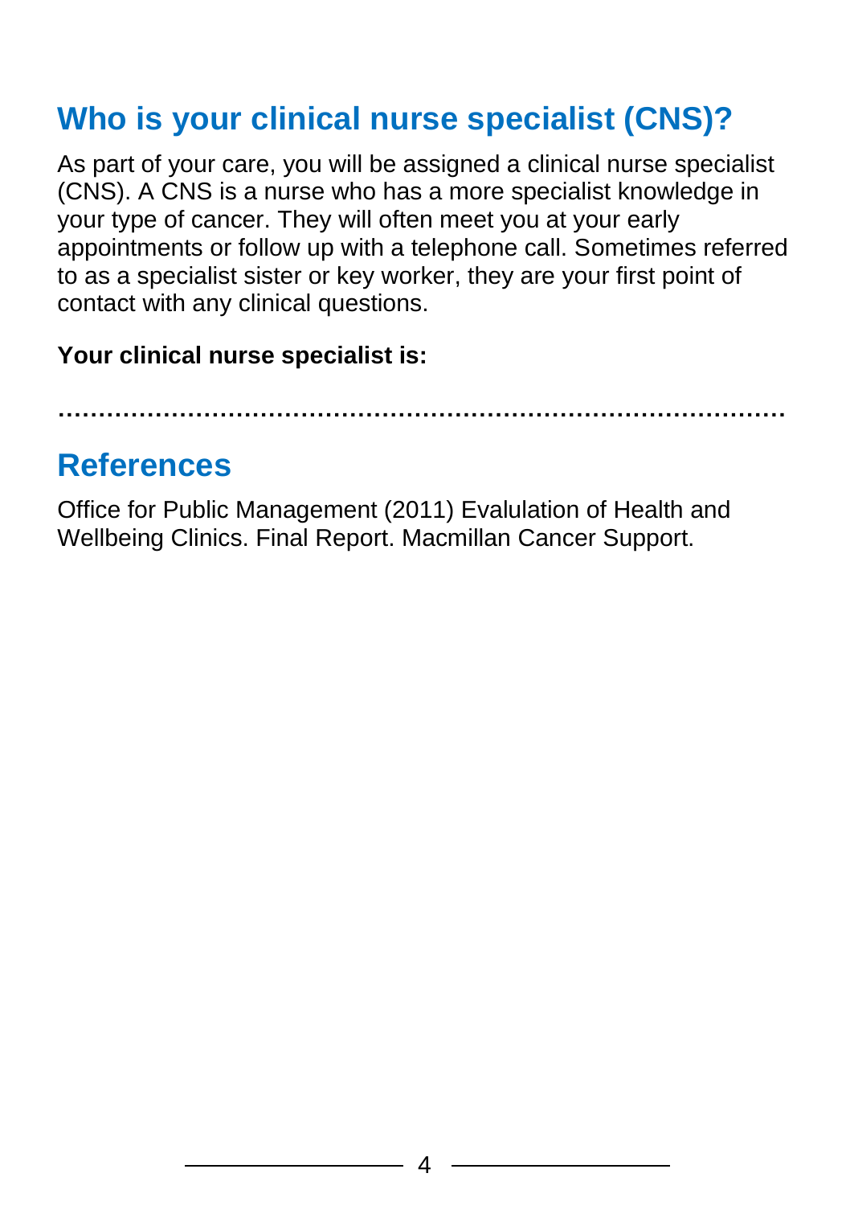## Who is your clinical nurse specialist (CNS)?

As part of your care, you will be assigned a clinical nurse specialist (CNS). A CNS is a nurse who has a more specialist knowledge in your type of cancer. They will often meet you at your early appointments or follow up with a telephone call. Sometimes referred to as a specialist sister or key worker, they are your first point of contact with any clinical questions.

**Your clinical nurse specialist is:**

……………………………………………………………………………………

## References

Office for Public Management (2011) Evalulation of Health and Wellbeing Clinics. Final Report. Macmillan Cancer Support.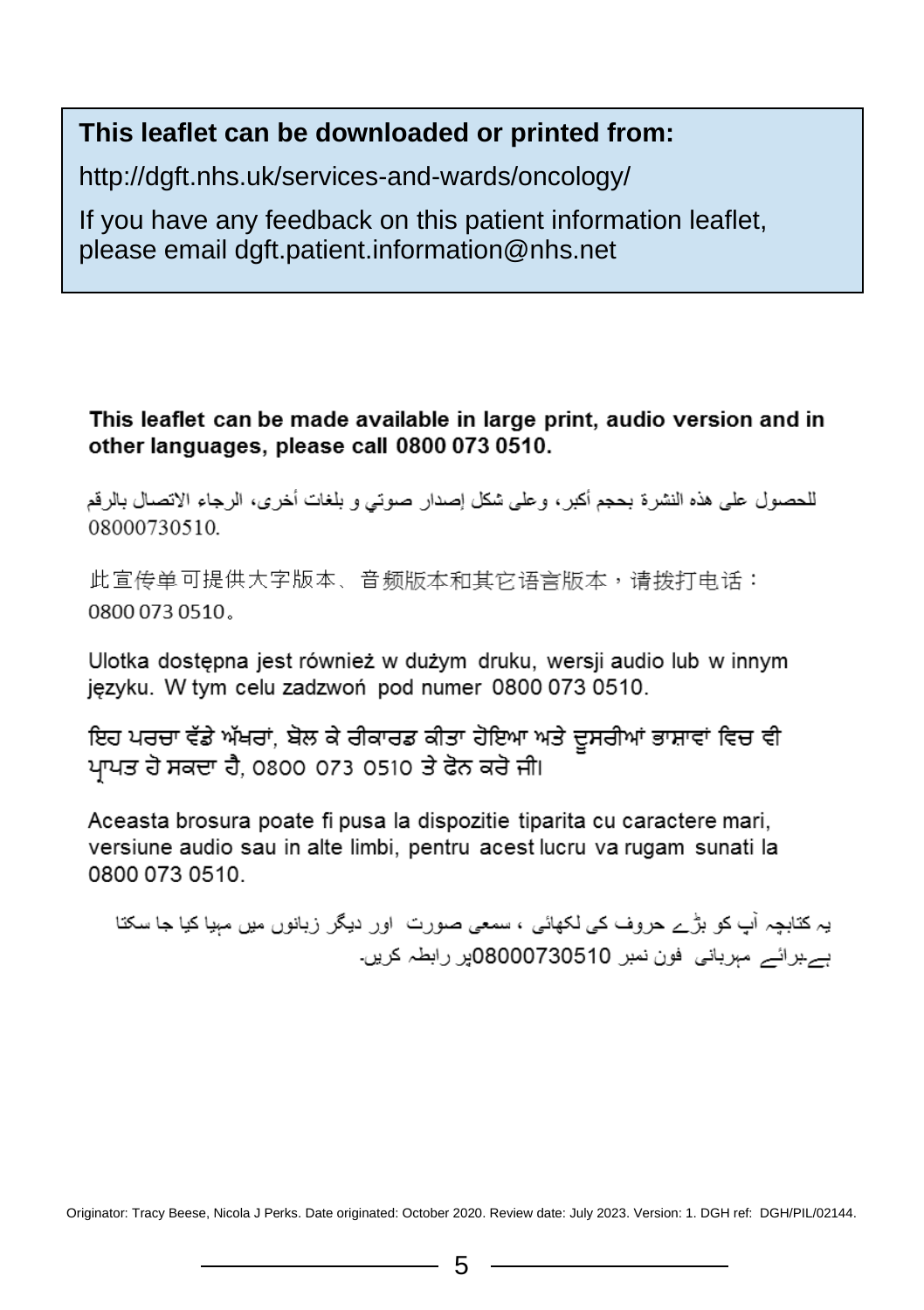**This leaflet can be downloaded or printed from:**

http://dgft.nhs.uk/services-and-wards/oncology/

If you have any feedback on this patient information leaflet, please email dgft.patient.information@nhs.net

**This leaflet can be made available in large print, audio version and in other languages, please call 0800 073 0510.**

للحصول على هذه النشرة بحجم أكبر، وعلى شكل إصدار صوتي و بلغات أخرى، الرجاء الاتصال بالرقم 08000730510.

此宣传单可提供大字版本、音频版本和其它语言版本，请拨打电话：0800 073 0510。

Ulotka dostępna jest również w dużym druku, wersji audio lub w innym języku. W tym celu zadzwoń pod numer 0800 073 0510.

ਇਹ ਪਰਚਾ ਵੱਡੇ ਅੱਖਰਾਂ, ਬੋਲ ਕੇ ਰੀਕਾਰਡ ਕੀਤਾ ਹੋਇਆ ਅਤੇ ਦੂਸਰੀਆਂ ਭਾਸ਼ਾਵਾਂ ਵਿਚ ਵੀ ਪ੍ਰਾਪਤ ਹੋ ਸਕਦਾ ਹੈ, 0800 073 0510 ਤੇ ਫੋਨ ਕਰੋ ਜੀ।

Aceasta brosura poate fi pusa la dispozitie tiparita cu caractere mari, versiune audio sau in alte limbi, pentru acest lucru va rugam sunati la 0800 073 0510.

یہ کتابچہ آپ کو بڑے حروف کی لکھائی ، سمعی صورت اور دیگر زبانوں میں مہیا کیا جا سکتا ہےبرائے مہربانی فون نمبر 08000730510پر رابطہ کریں۔

Originator: Tracy Beese, Nicola J Perks. Date originated: October 2020. Review date: July 2023. Version: 1. DGH ref: DGH/PIL/02144.